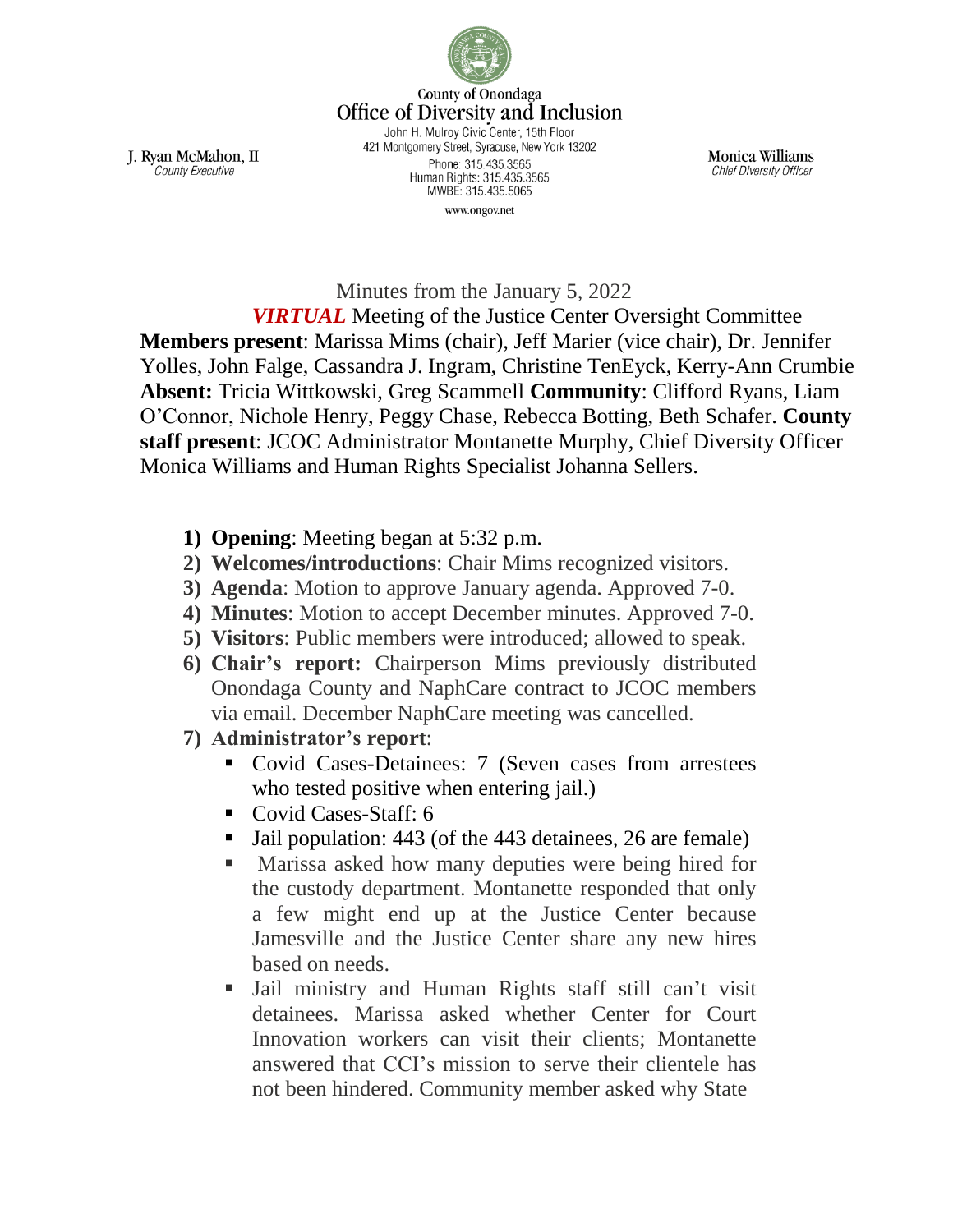County of Onondaga
Office of Diversity and Inclusion
John H. Mulroy Civic Center, 15th Floor
421 Montgomery Street, Syracuse, New York 13202
Phone: 315.435.3565
Human Rights: 315.435.3565
MWBE: 315.435.5065
www.ongov.net

J. Ryan McMahon, II
*County Executive*

Monica Williams
*Chief Diversity Officer*

Minutes from the January 5, 2022
***VIRTUAL*** Meeting of the Justice Center Oversight Committee

**Members present**: Marissa Mims (chair), Jeff Marier (vice chair), Dr. Jennifer Yolles, John Falge, Cassandra J. Ingram, Christine TenEyck, Kerry-Ann Crumbie **Absent:** Tricia Wittkowski, Greg Scammell **Community**: Clifford Ryans, Liam O'Connor, Nichole Henry, Peggy Chase, Rebecca Botting, Beth Schafer. **County staff present**: JCOC Administrator Montanette Murphy, Chief Diversity Officer Monica Williams and Human Rights Specialist Johanna Sellers.

1) **Opening**: Meeting began at 5:32 p.m.
2) **Welcomes/introductions**: Chair Mims recognized visitors.
3) **Agenda**: Motion to approve January agenda. Approved 7-0.
4) **Minutes**: Motion to accept December minutes. Approved 7-0.
5) **Visitors**: Public members were introduced; allowed to speak.
6) **Chair's report:** Chairperson Mims previously distributed Onondaga County and NaphCare contract to JCOC members via email. December NaphCare meeting was cancelled.
7) **Administrator's report**:
   - Covid Cases-Detainees: 7 (Seven cases from arrestees who tested positive when entering jail.)
   - Covid Cases-Staff: 6
   - Jail population: 443 (of the 443 detainees, 26 are female)
   - Marissa asked how many deputies were being hired for the custody department. Montanette responded that only a few might end up at the Justice Center because Jamesville and the Justice Center share any new hires based on needs.
   - Jail ministry and Human Rights staff still can't visit detainees. Marissa asked whether Center for Court Innovation workers can visit their clients; Montanette answered that CCI's mission to serve their clientele has not been hindered. Community member asked why State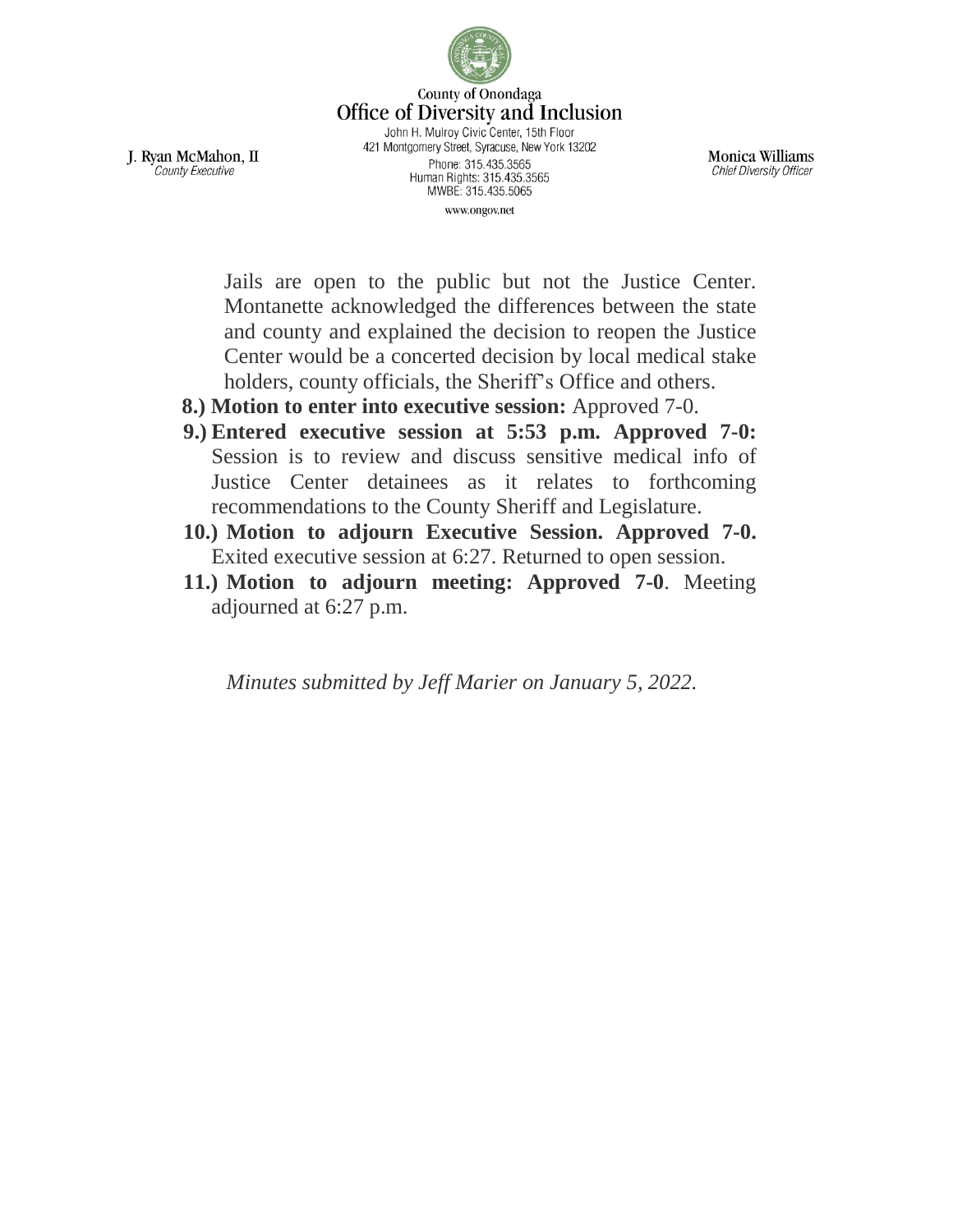Jails are open to the public but not the Justice Center. Montanette acknowledged the differences between the state and county and explained the decision to reopen the Justice Center would be a concerted decision by local medical stake holders, county officials, the Sheriff's Office and others.

8.) **Motion to enter into executive session:** Approved 7-0.

9.) **Entered executive session at 5:53 p.m. Approved 7-0:** Session is to review and discuss sensitive medical info of Justice Center detainees as it relates to forthcoming recommendations to the County Sheriff and Legislature.

10.) **Motion to adjourn Executive Session. Approved 7-0.** Exited executive session at 6:27. Returned to open session.

11.) **Motion to adjourn meeting: Approved 7-0**. Meeting adjourned at 6:27 p.m.

*Minutes submitted by Jeff Marier on January 5, 2022.*